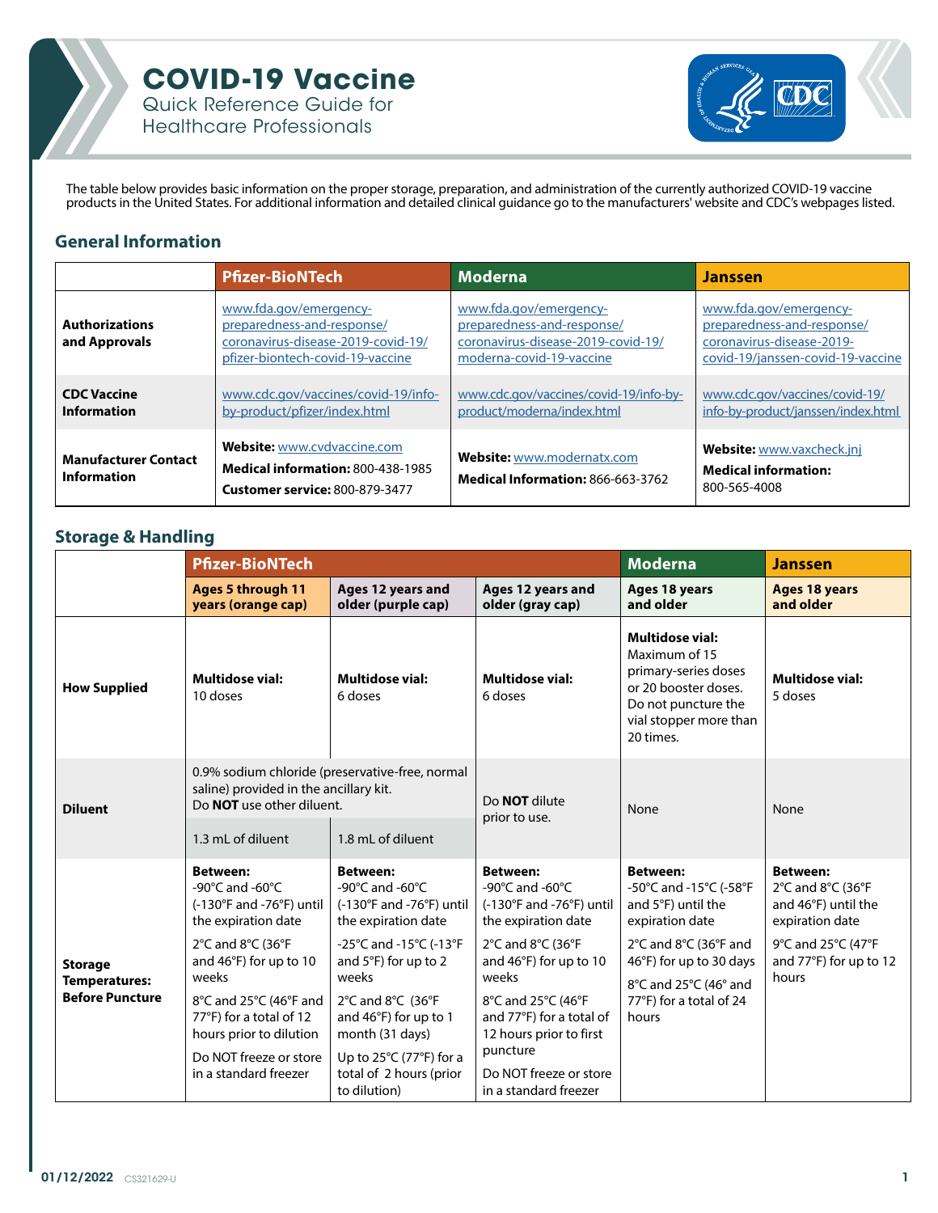# COVID-19 Vaccine

Quick Reference Guide for Healthcare Professionals

The table below provides basic information on the proper storage, preparation, and administration of the currently authorized COVID-19 vaccine products in the United States. For additional information and detailed clinical guidance go to the manufacturers' website and CDC's webpages listed.

## General Information

| | Pfizer-BioNTech | Moderna | Janssen |
|---|---|---|---|
| **Authorizations and Approvals** | www.fda.gov/emergency-preparedness-and-response/coronavirus-disease-2019-covid-19/pfizer-biontech-covid-19-vaccine | www.fda.gov/emergency-preparedness-and-response/coronavirus-disease-2019-covid-19/moderna-covid-19-vaccine | www.fda.gov/emergency-preparedness-and-response/coronavirus-disease-2019-covid-19/janssen-covid-19-vaccine |
| **CDC Vaccine Information** | www.cdc.gov/vaccines/covid-19/info-by-product/pfizer/index.html | www.cdc.gov/vaccines/covid-19/info-by-product/moderna/index.html | www.cdc.gov/vaccines/covid-19/info-by-product/janssen/index.html |
| **Manufacturer Contact Information** | **Website:** www.cvdvaccine.com<br>**Medical information:** 800-438-1985<br>**Customer service:** 800-879-3477 | **Website:** www.modernatx.com<br>**Medical Information:** 866-663-3762 | **Website:** www.vaxcheck.jnj<br>**Medical information:** 800-565-4008 |

## Storage & Handling

| | Pfizer-BioNTech | | | Moderna | Janssen |
|---|---|---|---|---|---|
| | **Ages 5 through 11 years (orange cap)** | **Ages 12 years and older (purple cap)** | **Ages 12 years and older (gray cap)** | **Ages 18 years and older** | **Ages 18 years and older** |
| **How Supplied** | **Multidose vial:** 10 doses | **Multidose vial:** 6 doses | **Multidose vial:** 6 doses | **Multidose vial:** Maximum of 15 primary-series doses or 20 booster doses. Do not puncture the vial stopper more than 20 times. | **Multidose vial:** 5 doses |
| **Diluent** | 0.9% sodium chloride (preservative-free, normal saline) provided in the ancillary kit. Do **NOT** use other diluent.<br>1.3 mL of diluent | 0.9% sodium chloride (preservative-free, normal saline) provided in the ancillary kit. Do **NOT** use other diluent.<br>1.8 mL of diluent | Do **NOT** dilute prior to use. | None | None |
| **Storage Temperatures: Before Puncture** | **Between:**<br>-90°C and -60°C (-130°F and -76°F) until the expiration date<br>2°C and 8°C (36°F and 46°F) for up to 10 weeks<br>8°C and 25°C (46°F and 77°F) for a total of 12 hours prior to dilution<br>Do NOT freeze or store in a standard freezer | **Between:**<br>-90°C and -60°C (-130°F and -76°F) until the expiration date<br>-25°C and -15°C (-13°F and 5°F) for up to 2 weeks<br>2°C and 8°C (36°F and 46°F) for up to 1 month (31 days)<br>Up to 25°C (77°F) for a total of 2 hours (prior to dilution) | **Between:**<br>-90°C and -60°C (-130°F and -76°F) until the expiration date<br>2°C and 8°C (36°F and 46°F) for up to 10 weeks<br>8°C and 25°C (46°F and 77°F) for a total of 12 hours prior to first puncture<br>Do NOT freeze or store in a standard freezer | **Between:**<br>-50°C and -15°C (-58°F and 5°F) until the expiration date<br>2°C and 8°C (36°F and 46°F) for up to 30 days<br>8°C and 25°C (46° and 77°F) for a total of 24 hours | **Between:**<br>2°C and 8°C (36°F and 46°F) until the expiration date<br>9°C and 25°C (47°F and 77°F) for up to 12 hours |

01/12/2022 CS321629-U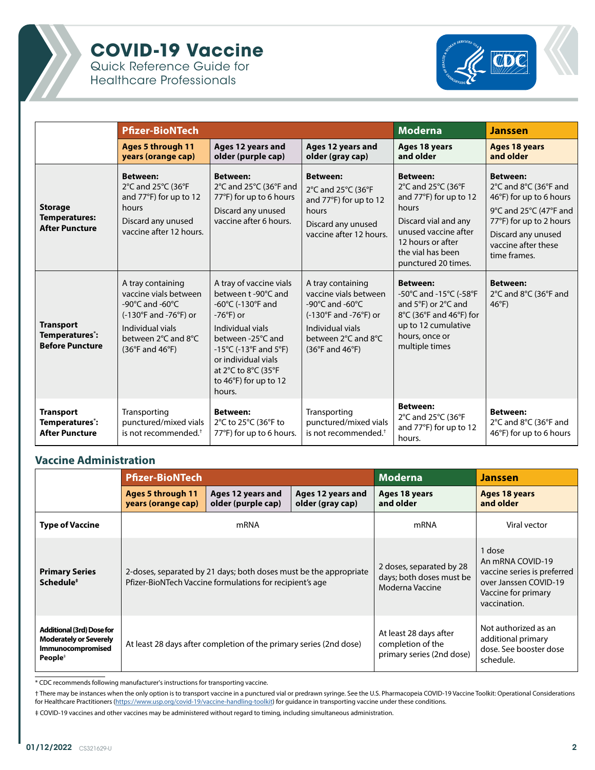# COVID-19 Vaccine

Quick Reference Guide for Healthcare Professionals

| | Pfizer-BioNTech | | | Moderna | Janssen |
|---|---|---|---|---|---|
| | **Ages 5 through 11 years (orange cap)** | **Ages 12 years and older (purple cap)** | **Ages 12 years and older (gray cap)** | **Ages 18 years and older** | **Ages 18 years and older** |
| **Storage Temperatures: After Puncture** | **Between:** 2°C and 25°C (36°F and 77°F) for up to 12 hours. Discard any unused vaccine after 12 hours. | **Between:** 2°C and 25°C (36°F and 77°F) for up to 6 hours. Discard any unused vaccine after 6 hours. | **Between:** 2°C and 25°C (36°F and 77°F) for up to 12 hours. Discard any unused vaccine after 12 hours. | **Between:** 2°C and 25°C (36°F and 77°F) for up to 12 hours. Discard vial and any unused vaccine after 12 hours or after the vial has been punctured 20 times. | **Between:** 2°C and 8°C (36°F and 46°F) for up to 6 hours. 9°C and 25°C (47°F and 77°F) for up to 2 hours. Discard any unused vaccine after these time frames. |
| **Transport Temperatures\*: Before Puncture** | A tray containing vaccine vials between -90°C and -60°C (-130°F and -76°F) or Individual vials between 2°C and 8°C (36°F and 46°F) | A tray of vaccine vials between t -90°C and -60°C (-130°F and -76°F) or Individual vials between -25°C and -15°C (-13°F and 5°F) or individual vials at 2°C to 8°C (35°F to 46°F) for up to 12 hours. | A tray containing vaccine vials between -90°C and -60°C (-130°F and -76°F) or Individual vials between 2°C and 8°C (36°F and 46°F) | **Between:** -50°C and -15°C (-58°F and 5°F) or 2°C and 8°C (36°F and 46°F) for up to 12 cumulative hours, once or multiple times | **Between:** 2°C and 8°C (36°F and 46°F) |
| **Transport Temperatures\*: After Puncture** | Transporting punctured/mixed vials is not recommended.† | **Between:** 2°C to 25°C (36°F to 77°F) for up to 6 hours. | Transporting punctured/mixed vials is not recommended.† | **Between:** 2°C and 25°C (36°F and 77°F) for up to 12 hours. | **Between:** 2°C and 8°C (36°F and 46°F) for up to 6 hours |

## Vaccine Administration

| | Pfizer-BioNTech | | | Moderna | Janssen |
|---|---|---|---|---|---|
| | **Ages 5 through 11 years (orange cap)** | **Ages 12 years and older (purple cap)** | **Ages 12 years and older (gray cap)** | **Ages 18 years and older** | **Ages 18 years and older** |
| **Type of Vaccine** | mRNA | | | mRNA | Viral vector |
| **Primary Series Schedule‡** | 2-doses, separated by 21 days; both doses must be the appropriate Pfizer-BioNTech Vaccine formulations for recipient's age | | | 2 doses, separated by 28 days; both doses must be Moderna Vaccine | 1 dose. An mRNA COVID-19 vaccine series is preferred over Janssen COVID-19 Vaccine for primary vaccination. |
| **Additional (3rd) Dose for Moderately or Severely Immunocompromised People‡** | At least 28 days after completion of the primary series (2nd dose) | | | At least 28 days after completion of the primary series (2nd dose) | Not authorized as an additional primary dose. See booster dose schedule. |

\* CDC recommends following manufacturer's instructions for transporting vaccine.

† There may be instances when the only option is to transport vaccine in a punctured vial or predrawn syringe. See the U.S. Pharmacopeia COVID-19 Vaccine Toolkit: Operational Considerations for Healthcare Practitioners (https://www.usp.org/covid-19/vaccine-handling-toolkit) for guidance in transporting vaccine under these conditions.

‡ COVID-19 vaccines and other vaccines may be administered without regard to timing, including simultaneous administration.

01/12/2022 CS321629-U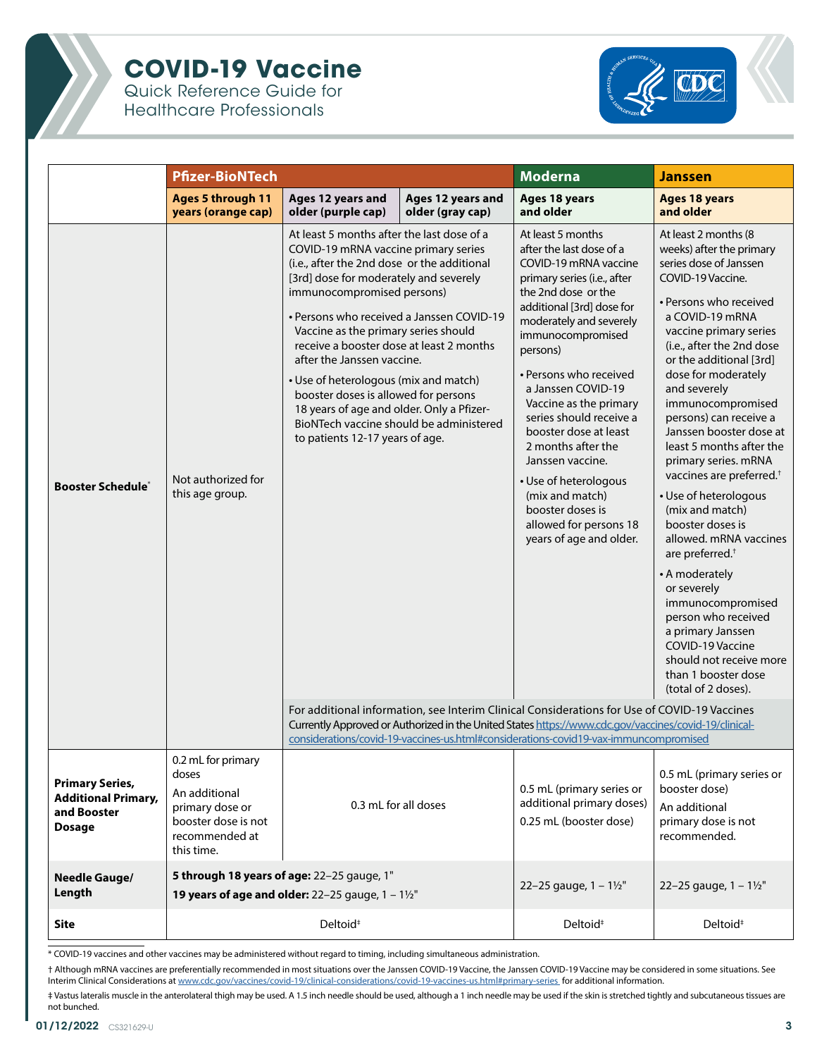# COVID-19 Vaccine

Quick Reference Guide for Healthcare Professionals

| | Pfizer-BioNTech | | | Moderna | Janssen |
|---|---|---|---|---|---|
| | Ages 5 through 11 years (orange cap) | Ages 12 years and older (purple cap) | Ages 12 years and older (gray cap) | Ages 18 years and older | Ages 18 years and older |
| **Booster Schedule*** | Not authorized for this age group. | At least 5 months after the last dose of a COVID-19 mRNA vaccine primary series (i.e., after the 2nd dose or the additional [3rd] dose for moderately and severely immunocompromised persons)<br>• Persons who received a Janssen COVID-19 Vaccine as the primary series should receive a booster dose at least 2 months after the Janssen vaccine.<br>• Use of heterologous (mix and match) booster doses is allowed for persons 18 years of age and older. Only a Pfizer-BioNTech vaccine should be administered to patients 12-17 years of age. | | At least 5 months after the last dose of a COVID-19 mRNA vaccine primary series (i.e., after the 2nd dose or the additional [3rd] dose for moderately and severely immunocompromised persons)<br>• Persons who received a Janssen COVID-19 Vaccine as the primary series should receive a booster dose at least 2 months after the Janssen vaccine.<br>• Use of heterologous (mix and match) booster doses is allowed for persons 18 years of age and older. | At least 2 months (8 weeks) after the primary series dose of Janssen COVID-19 Vaccine.<br>• Persons who received a COVID-19 mRNA vaccine primary series (i.e., after the 2nd dose or the additional [3rd] dose for moderately and severely immunocompromised persons) can receive a Janssen booster dose at least 5 months after the primary series. mRNA vaccines are preferred.†<br>• Use of heterologous (mix and match) booster doses is allowed. mRNA vaccines are preferred.†<br>• A moderately or severely immunocompromised person who received a primary Janssen COVID-19 Vaccine should not receive more than 1 booster dose (total of 2 doses). |
| | | For additional information, see Interim Clinical Considerations for Use of COVID-19 Vaccines Currently Approved or Authorized in the United States https://www.cdc.gov/vaccines/covid-19/clinical-considerations/covid-19-vaccines-us.html#considerations-covid19-vax-immuncompromised | | | |
| **Primary Series, Additional Primary, and Booster Dosage** | 0.2 mL for primary doses<br>An additional primary dose or booster dose is not recommended at this time. | 0.3 mL for all doses | | 0.5 mL (primary series or additional primary doses)<br>0.25 mL (booster dose) | 0.5 mL (primary series or booster dose)<br>An additional primary dose is not recommended. |
| **Needle Gauge/ Length** | **5 through 18 years of age:** 22–25 gauge, 1"<br>**19 years of age and older:** 22–25 gauge, 1 – 1½" | | | 22–25 gauge, 1 – 1½" | 22–25 gauge, 1 – 1½" |
| **Site** | Deltoid‡ | | | Deltoid‡ | Deltoid‡ |

\* COVID-19 vaccines and other vaccines may be administered without regard to timing, including simultaneous administration.

† Although mRNA vaccines are preferentially recommended in most situations over the Janssen COVID-19 Vaccine, the Janssen COVID-19 Vaccine may be considered in some situations. See Interim Clinical Considerations at www.cdc.gov/vaccines/covid-19/clinical-considerations/covid-19-vaccines-us.html#primary-series for additional information.

‡ Vastus lateralis muscle in the anterolateral thigh may be used. A 1.5 inch needle should be used, although a 1 inch needle may be used if the skin is stretched tightly and subcutaneous tissues are not bunched.

01/12/2022 CS321629-U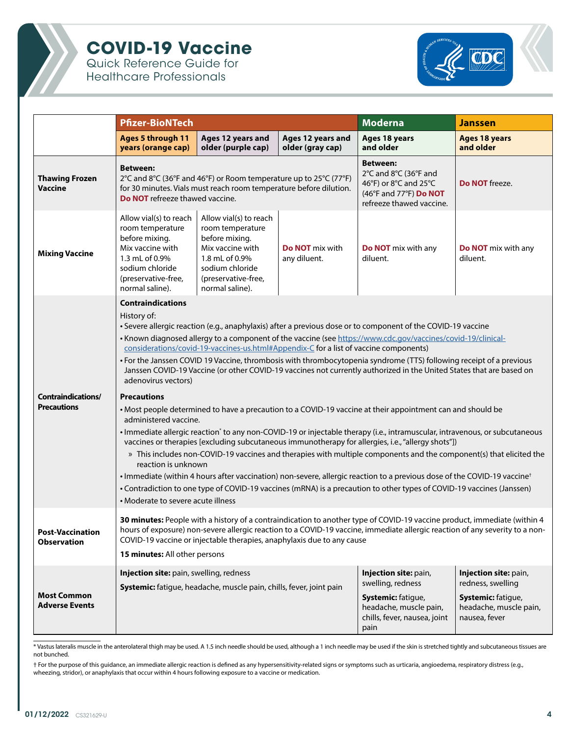# COVID-19 Vaccine

Quick Reference Guide for Healthcare Professionals

| | Pfizer-BioNTech | | | Moderna | Janssen |
|---|---|---|---|---|---|
| | **Ages 5 through 11 years (orange cap)** | **Ages 12 years and older (purple cap)** | **Ages 12 years and older (gray cap)** | **Ages 18 years and older** | **Ages 18 years and older** |
| **Thawing Frozen Vaccine** | **Between:** 2°C and 8°C (36°F and 46°F) or Room temperature up to 25°C (77°F) for 30 minutes. Vials must reach room temperature before dilution. **Do NOT** refreeze thawed vaccine. | | | **Between:** 2°C and 8°C (36°F and 46°F) or 8°C and 25°C (46°F and 77°F) **Do NOT** refreeze thawed vaccine. | **Do NOT** freeze. |
| **Mixing Vaccine** | Allow vial(s) to reach room temperature before mixing. Mix vaccine with 1.3 mL of 0.9% sodium chloride (preservative-free, normal saline). | Allow vial(s) to reach room temperature before mixing. Mix vaccine with 1.8 mL of 0.9% sodium chloride (preservative-free, normal saline). | **Do NOT** mix with any diluent. | **Do NOT** mix with any diluent. | **Do NOT** mix with any diluent. |
| **Contraindications/ Precautions** | **Contraindications**<br>History of:<br>• Severe allergic reaction (e.g., anaphylaxis) after a previous dose or to component of the COVID-19 vaccine<br>• Known diagnosed allergy to a component of the vaccine (see https://www.cdc.gov/vaccines/covid-19/clinical-considerations/covid-19-vaccines-us.html#Appendix-C for a list of vaccine components)<br>• For the Janssen COVID 19 Vaccine, thrombosis with thrombocytopenia syndrome (TTS) following receipt of a previous Janssen COVID-19 Vaccine (or other COVID-19 vaccines not currently authorized in the United States that are based on adenovirus vectors)<br>**Precautions**<br>• Most people determined to have a precaution to a COVID-19 vaccine at their appointment can and should be administered vaccine.<br>• Immediate allergic reaction* to any non-COVID-19 or injectable therapy (i.e., intramuscular, intravenous, or subcutaneous vaccines or therapies [excluding subcutaneous immunotherapy for allergies, i.e., "allergy shots"])<br>» This includes non-COVID-19 vaccines and therapies with multiple components and the component(s) that elicited the reaction is unknown<br>• Immediate (within 4 hours after vaccination) non-severe, allergic reaction to a previous dose of the COVID-19 vaccine†<br>• Contradiction to one type of COVID-19 vaccines (mRNA) is a precaution to other types of COVID-19 vaccines (Janssen)<br>• Moderate to severe acute illness | | | | |
| **Post-Vaccination Observation** | **30 minutes:** People with a history of a contraindication to another type of COVID-19 vaccine product, immediate (within 4 hours of exposure) non-severe allergic reaction to a COVID-19 vaccine, immediate allergic reaction of any severity to a non-COVID-19 vaccine or injectable therapies, anaphylaxis due to any cause<br>**15 minutes:** All other persons | | | | |
| **Most Common Adverse Events** | **Injection site:** pain, swelling, redness<br>**Systemic:** fatigue, headache, muscle pain, chills, fever, joint pain | | | **Injection site:** pain, swelling, redness<br>**Systemic:** fatigue, headache, muscle pain, chills, fever, nausea, joint pain | **Injection site:** pain, redness, swelling<br>**Systemic:** fatigue, headache, muscle pain, nausea, fever |

\* Vastus lateralis muscle in the anterolateral thigh may be used. A 1.5 inch needle should be used, although a 1 inch needle may be used if the skin is stretched tightly and subcutaneous tissues are not bunched.

† For the purpose of this guidance, an immediate allergic reaction is defined as any hypersensitivity-related signs or symptoms such as urticaria, angioedema, respiratory distress (e.g., wheezing, stridor), or anaphylaxis that occur within 4 hours following exposure to a vaccine or medication.

01/12/2022 CS321629-U